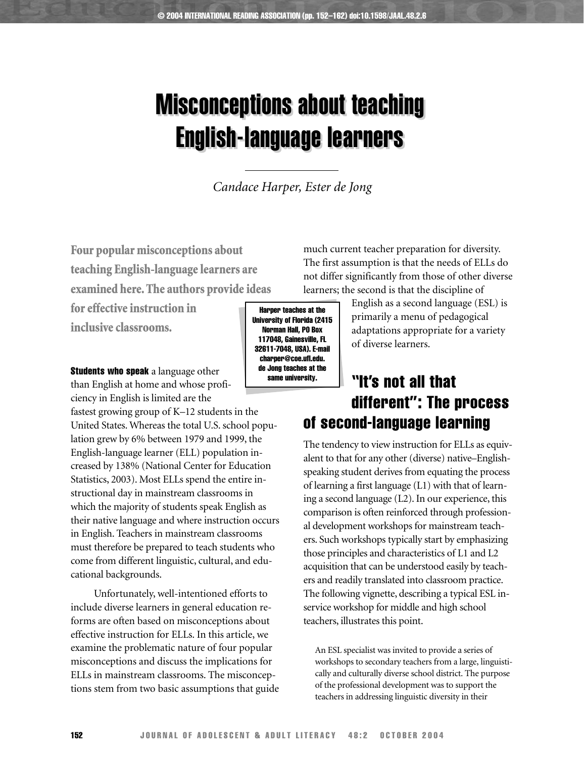# Misconceptions about teaching English-language learners

*Candace Harper, Ester de Jong*

**Four popular misconceptions about teaching English-language learners are examined here. The authors provide ideas for effective instruction in inclusive classrooms.**

Harper teaches at the University of Florida (2415 Norman Hall, PO Box 117048, Gainesville, FL 32611-7048, USA). E-mail charper@coe.ufl.edu. de Jong teaches at the same university.

**Students who speak** a language other than English at home and whose proficiency in English is limited are the fastest growing group of K–12 students in the United States. Whereas the total U.S. school population grew by 6% between 1979 and 1999, the English-language learner (ELL) population increased by 138% (National Center for Education Statistics, 2003). Most ELLs spend the entire instructional day in mainstream classrooms in which the majority of students speak English as their native language and where instruction occurs in English. Teachers in mainstream classrooms must therefore be prepared to teach students who come from different linguistic, cultural, and educational backgrounds.

Unfortunately, well-intentioned efforts to include diverse learners in general education reforms are often based on misconceptions about effective instruction for ELLs. In this article, we examine the problematic nature of four popular misconceptions and discuss the implications for ELLs in mainstream classrooms. The misconceptions stem from two basic assumptions that guide much current teacher preparation for diversity. The first assumption is that the needs of ELLs do not differ significantly from those of other diverse learners; the second is that the discipline of English as a second language (ESL) is primarily a menu of pedagogical adaptations appropriate for a variety of diverse learners.

## "It's not all that different": The process of second-language learning

The tendency to view instruction for ELLs as equivalent to that for any other (diverse) native–English-speaking student derives from equating the process of learning a first language (L1) with that of learning a second language (L2). In our experience, this comparison is often reinforced through professional development workshops for mainstream teachers. Such workshops typically start by emphasizing those principles and characteristics of L1 and L2 acquisition that can be understood easily by teachers and readily translated into classroom practice. The following vignette, describing a typical ESL in-service workshop for middle and high school teachers, illustrates this point.

> An ESL specialist was invited to provide a series of workshops to secondary teachers from a large, linguistically and culturally diverse school district. The purpose of the professional development was to support the teachers in addressing linguistic diversity in their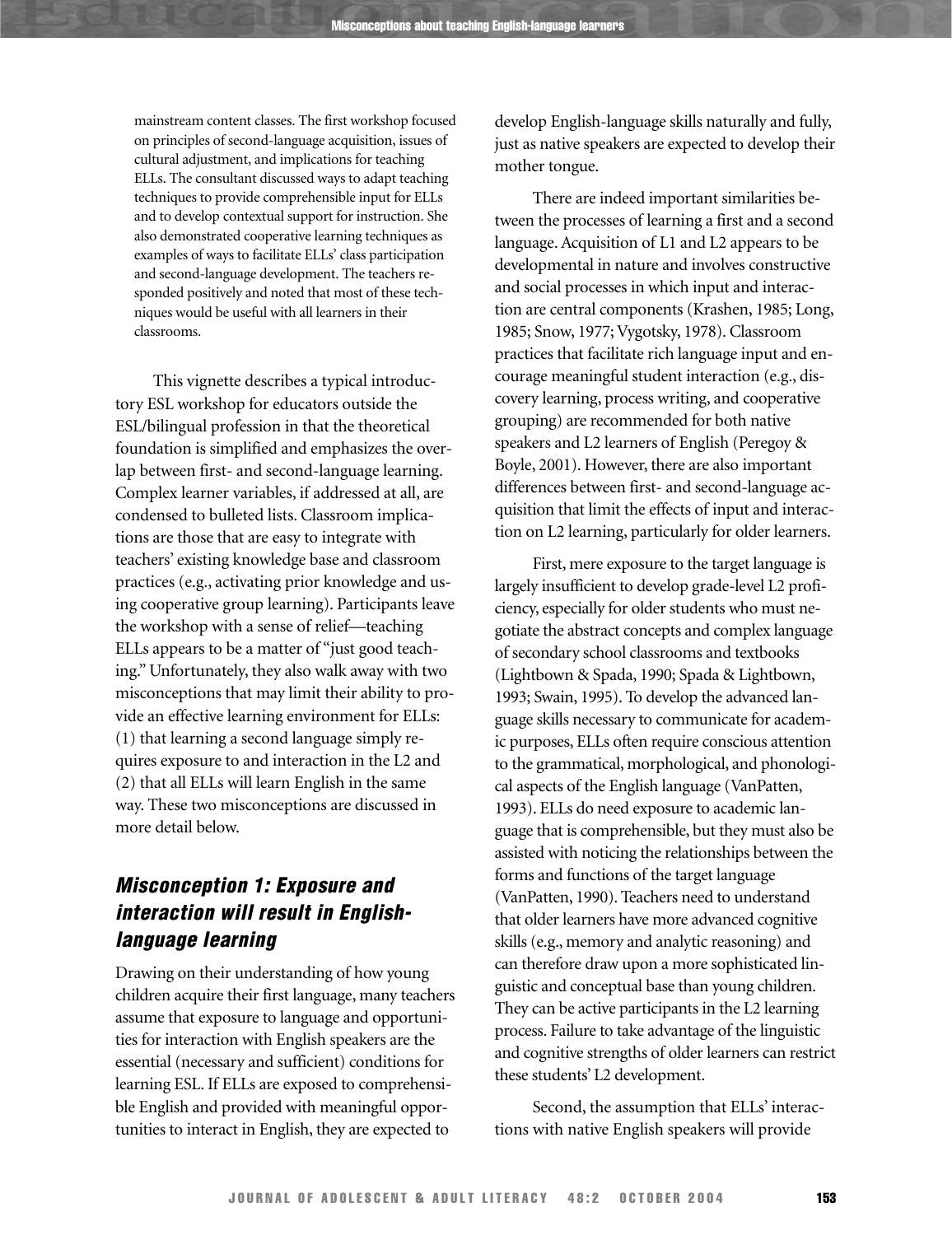mainstream content classes. The first workshop focused on principles of second-language acquisition, issues of cultural adjustment, and implications for teaching ELLs. The consultant discussed ways to adapt teaching techniques to provide comprehensible input for ELLs and to develop contextual support for instruction. She also demonstrated cooperative learning techniques as examples of ways to facilitate ELLs' class participation and second-language development. The teachers responded positively and noted that most of these techniques would be useful with all learners in their classrooms.

This vignette describes a typical introductory ESL workshop for educators outside the ESL/bilingual profession in that the theoretical foundation is simplified and emphasizes the overlap between first- and second-language learning. Complex learner variables, if addressed at all, are condensed to bulleted lists. Classroom implications are those that are easy to integrate with teachers' existing knowledge base and classroom practices (e.g., activating prior knowledge and using cooperative group learning). Participants leave the workshop with a sense of relief—teaching ELLs appears to be a matter of "just good teaching." Unfortunately, they also walk away with two misconceptions that may limit their ability to provide an effective learning environment for ELLs: (1) that learning a second language simply requires exposure to and interaction in the L2 and (2) that all ELLs will learn English in the same way. These two misconceptions are discussed in more detail below.

## *Misconception 1: Exposure and interaction will result in English-language learning*

Drawing on their understanding of how young children acquire their first language, many teachers assume that exposure to language and opportunities for interaction with English speakers are the essential (necessary and sufficient) conditions for learning ESL. If ELLs are exposed to comprehensible English and provided with meaningful opportunities to interact in English, they are expected to develop English-language skills naturally and fully, just as native speakers are expected to develop their mother tongue.

There are indeed important similarities between the processes of learning a first and a second language. Acquisition of L1 and L2 appears to be developmental in nature and involves constructive and social processes in which input and interaction are central components (Krashen, 1985; Long, 1985; Snow, 1977; Vygotsky, 1978). Classroom practices that facilitate rich language input and encourage meaningful student interaction (e.g., discovery learning, process writing, and cooperative grouping) are recommended for both native speakers and L2 learners of English (Peregoy & Boyle, 2001). However, there are also important differences between first- and second-language acquisition that limit the effects of input and interaction on L2 learning, particularly for older learners.

First, mere exposure to the target language is largely insufficient to develop grade-level L2 proficiency, especially for older students who must negotiate the abstract concepts and complex language of secondary school classrooms and textbooks (Lightbown & Spada, 1990; Spada & Lightbown, 1993; Swain, 1995). To develop the advanced language skills necessary to communicate for academic purposes, ELLs often require conscious attention to the grammatical, morphological, and phonological aspects of the English language (VanPatten, 1993). ELLs do need exposure to academic language that is comprehensible, but they must also be assisted with noticing the relationships between the forms and functions of the target language (VanPatten, 1990). Teachers need to understand that older learners have more advanced cognitive skills (e.g., memory and analytic reasoning) and can therefore draw upon a more sophisticated linguistic and conceptual base than young children. They can be active participants in the L2 learning process. Failure to take advantage of the linguistic and cognitive strengths of older learners can restrict these students' L2 development.

Second, the assumption that ELLs' interactions with native English speakers will provide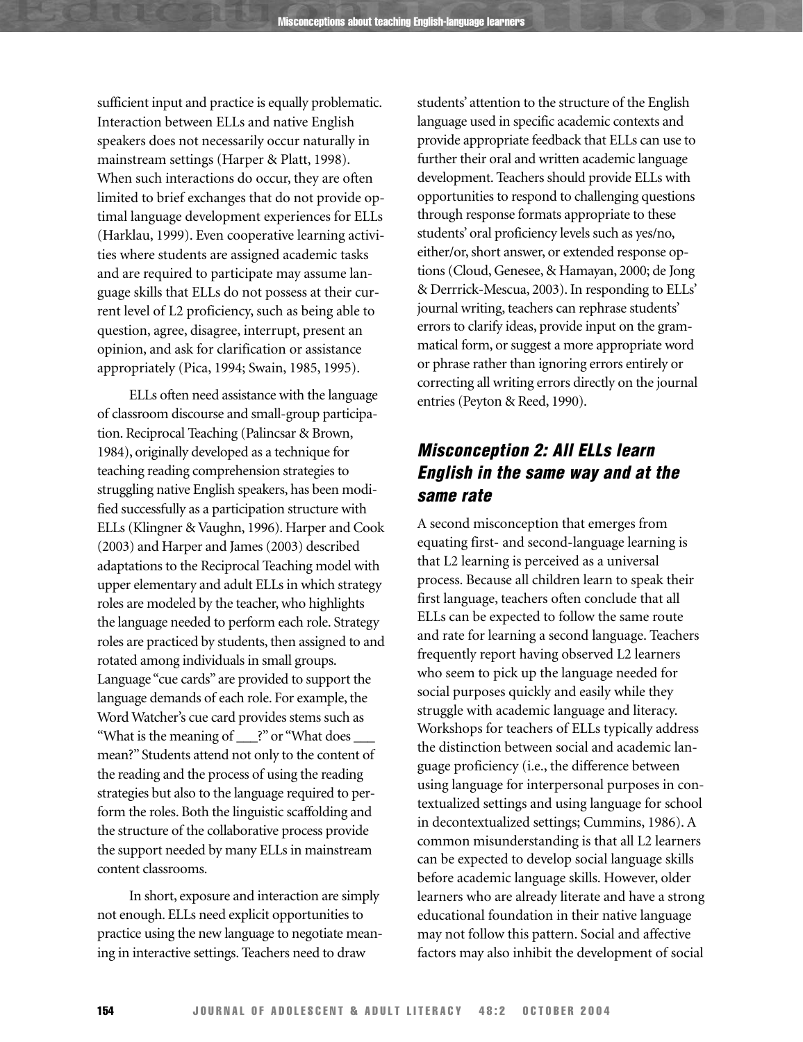sufficient input and practice is equally problematic. Interaction between ELLs and native English speakers does not necessarily occur naturally in mainstream settings (Harper & Platt, 1998). When such interactions do occur, they are often limited to brief exchanges that do not provide optimal language development experiences for ELLs (Harklau, 1999). Even cooperative learning activities where students are assigned academic tasks and are required to participate may assume language skills that ELLs do not possess at their current level of L2 proficiency, such as being able to question, agree, disagree, interrupt, present an opinion, and ask for clarification or assistance appropriately (Pica, 1994; Swain, 1985, 1995).

ELLs often need assistance with the language of classroom discourse and small-group participation. Reciprocal Teaching (Palincsar & Brown, 1984), originally developed as a technique for teaching reading comprehension strategies to struggling native English speakers, has been modified successfully as a participation structure with ELLs (Klingner & Vaughn, 1996). Harper and Cook (2003) and Harper and James (2003) described adaptations to the Reciprocal Teaching model with upper elementary and adult ELLs in which strategy roles are modeled by the teacher, who highlights the language needed to perform each role. Strategy roles are practiced by students, then assigned to and rotated among individuals in small groups. Language "cue cards" are provided to support the language demands of each role. For example, the Word Watcher's cue card provides stems such as "What is the meaning of ___?" or "What does ___ mean?" Students attend not only to the content of the reading and the process of using the reading strategies but also to the language required to perform the roles. Both the linguistic scaffolding and the structure of the collaborative process provide the support needed by many ELLs in mainstream content classrooms.

In short, exposure and interaction are simply not enough. ELLs need explicit opportunities to practice using the new language to negotiate meaning in interactive settings. Teachers need to draw students' attention to the structure of the English language used in specific academic contexts and provide appropriate feedback that ELLs can use to further their oral and written academic language development. Teachers should provide ELLs with opportunities to respond to challenging questions through response formats appropriate to these students' oral proficiency levels such as yes/no, either/or, short answer, or extended response options (Cloud, Genesee, & Hamayan, 2000; de Jong & Derrrick-Mescua, 2003). In responding to ELLs' journal writing, teachers can rephrase students' errors to clarify ideas, provide input on the grammatical form, or suggest a more appropriate word or phrase rather than ignoring errors entirely or correcting all writing errors directly on the journal entries (Peyton & Reed, 1990).

## *Misconception 2: All ELLs learn English in the same way and at the same rate*

A second misconception that emerges from equating first- and second-language learning is that L2 learning is perceived as a universal process. Because all children learn to speak their first language, teachers often conclude that all ELLs can be expected to follow the same route and rate for learning a second language. Teachers frequently report having observed L2 learners who seem to pick up the language needed for social purposes quickly and easily while they struggle with academic language and literacy. Workshops for teachers of ELLs typically address the distinction between social and academic language proficiency (i.e., the difference between using language for interpersonal purposes in contextualized settings and using language for school in decontextualized settings; Cummins, 1986). A common misunderstanding is that all L2 learners can be expected to develop social language skills before academic language skills. However, older learners who are already literate and have a strong educational foundation in their native language may not follow this pattern. Social and affective factors may also inhibit the development of social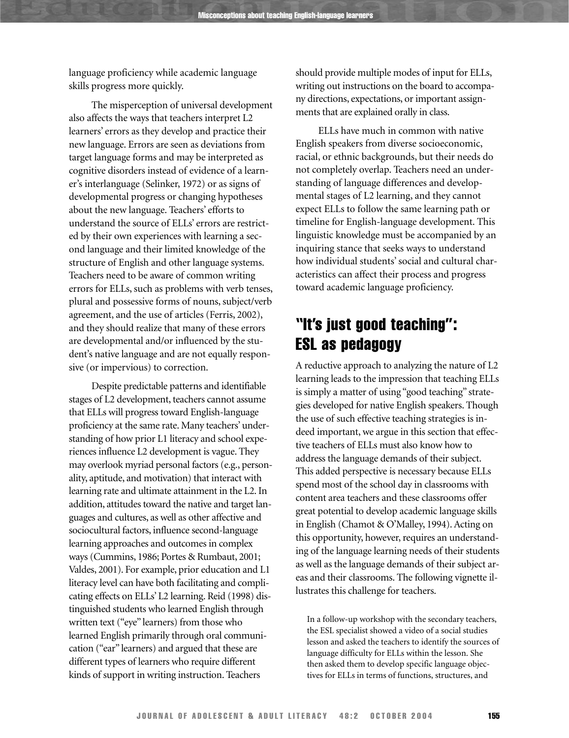language proficiency while academic language skills progress more quickly.

The misperception of universal development also affects the ways that teachers interpret L2 learners' errors as they develop and practice their new language. Errors are seen as deviations from target language forms and may be interpreted as cognitive disorders instead of evidence of a learner's interlanguage (Selinker, 1972) or as signs of developmental progress or changing hypotheses about the new language. Teachers' efforts to understand the source of ELLs' errors are restricted by their own experiences with learning a second language and their limited knowledge of the structure of English and other language systems. Teachers need to be aware of common writing errors for ELLs, such as problems with verb tenses, plural and possessive forms of nouns, subject/verb agreement, and the use of articles (Ferris, 2002), and they should realize that many of these errors are developmental and/or influenced by the student's native language and are not equally responsive (or impervious) to correction.

Despite predictable patterns and identifiable stages of L2 development, teachers cannot assume that ELLs will progress toward English-language proficiency at the same rate. Many teachers' understanding of how prior L1 literacy and school experiences influence L2 development is vague. They may overlook myriad personal factors (e.g., personality, aptitude, and motivation) that interact with learning rate and ultimate attainment in the L2. In addition, attitudes toward the native and target languages and cultures, as well as other affective and sociocultural factors, influence second-language learning approaches and outcomes in complex ways (Cummins, 1986; Portes & Rumbaut, 2001; Valdes, 2001). For example, prior education and L1 literacy level can have both facilitating and complicating effects on ELLs' L2 learning. Reid (1998) distinguished students who learned English through written text ("eye" learners) from those who learned English primarily through oral communication ("ear" learners) and argued that these are different types of learners who require different kinds of support in writing instruction. Teachers should provide multiple modes of input for ELLs, writing out instructions on the board to accompany directions, expectations, or important assignments that are explained orally in class.

ELLs have much in common with native English speakers from diverse socioeconomic, racial, or ethnic backgrounds, but their needs do not completely overlap. Teachers need an understanding of language differences and developmental stages of L2 learning, and they cannot expect ELLs to follow the same learning path or timeline for English-language development. This linguistic knowledge must be accompanied by an inquiring stance that seeks ways to understand how individual students' social and cultural characteristics can affect their process and progress toward academic language proficiency.

## "It's just good teaching": ESL as pedagogy

A reductive approach to analyzing the nature of L2 learning leads to the impression that teaching ELLs is simply a matter of using "good teaching" strategies developed for native English speakers. Though the use of such effective teaching strategies is indeed important, we argue in this section that effective teachers of ELLs must also know how to address the language demands of their subject. This added perspective is necessary because ELLs spend most of the school day in classrooms with content area teachers and these classrooms offer great potential to develop academic language skills in English (Chamot & O'Malley, 1994). Acting on this opportunity, however, requires an understanding of the language learning needs of their students as well as the language demands of their subject areas and their classrooms. The following vignette illustrates this challenge for teachers.

> In a follow-up workshop with the secondary teachers, the ESL specialist showed a video of a social studies lesson and asked the teachers to identify the sources of language difficulty for ELLs within the lesson. She then asked them to develop specific language objectives for ELLs in terms of functions, structures, and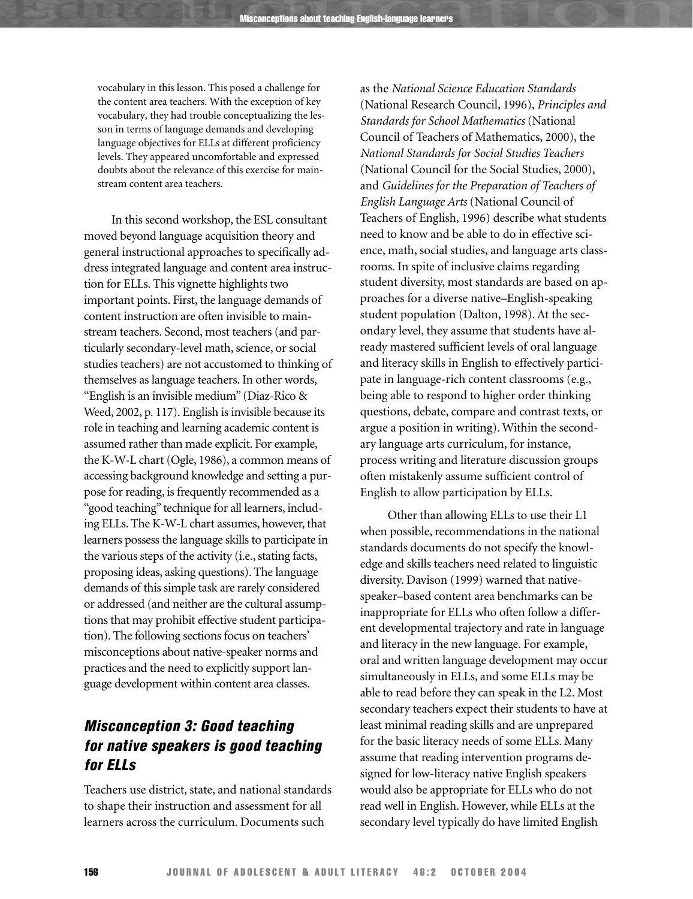vocabulary in this lesson. This posed a challenge for the content area teachers. With the exception of key vocabulary, they had trouble conceptualizing the lesson in terms of language demands and developing language objectives for ELLs at different proficiency levels. They appeared uncomfortable and expressed doubts about the relevance of this exercise for mainstream content area teachers.

In this second workshop, the ESL consultant moved beyond language acquisition theory and general instructional approaches to specifically address integrated language and content area instruction for ELLs. This vignette highlights two important points. First, the language demands of content instruction are often invisible to mainstream teachers. Second, most teachers (and particularly secondary-level math, science, or social studies teachers) are not accustomed to thinking of themselves as language teachers. In other words, "English is an invisible medium" (Diaz-Rico & Weed, 2002, p. 117). English is invisible because its role in teaching and learning academic content is assumed rather than made explicit. For example, the K-W-L chart (Ogle, 1986), a common means of accessing background knowledge and setting a purpose for reading, is frequently recommended as a "good teaching" technique for all learners, including ELLs. The K-W-L chart assumes, however, that learners possess the language skills to participate in the various steps of the activity (i.e., stating facts, proposing ideas, asking questions). The language demands of this simple task are rarely considered or addressed (and neither are the cultural assumptions that may prohibit effective student participation). The following sections focus on teachers' misconceptions about native-speaker norms and practices and the need to explicitly support language development within content area classes.

## *Misconception 3: Good teaching for native speakers is good teaching for ELLs*

Teachers use district, state, and national standards to shape their instruction and assessment for all learners across the curriculum. Documents such as the *National Science Education Standards* (National Research Council, 1996), *Principles and Standards for School Mathematics* (National Council of Teachers of Mathematics, 2000), the *National Standards for Social Studies Teachers* (National Council for the Social Studies, 2000), and *Guidelines for the Preparation of Teachers of English Language Arts* (National Council of Teachers of English, 1996) describe what students need to know and be able to do in effective science, math, social studies, and language arts classrooms. In spite of inclusive claims regarding student diversity, most standards are based on approaches for a diverse native–English-speaking student population (Dalton, 1998). At the secondary level, they assume that students have already mastered sufficient levels of oral language and literacy skills in English to effectively participate in language-rich content classrooms (e.g., being able to respond to higher order thinking questions, debate, compare and contrast texts, or argue a position in writing). Within the secondary language arts curriculum, for instance, process writing and literature discussion groups often mistakenly assume sufficient control of English to allow participation by ELLs.

Other than allowing ELLs to use their L1 when possible, recommendations in the national standards documents do not specify the knowledge and skills teachers need related to linguistic diversity. Davison (1999) warned that native-speaker–based content area benchmarks can be inappropriate for ELLs who often follow a different developmental trajectory and rate in language and literacy in the new language. For example, oral and written language development may occur simultaneously in ELLs, and some ELLs may be able to read before they can speak in the L2. Most secondary teachers expect their students to have at least minimal reading skills and are unprepared for the basic literacy needs of some ELLs. Many assume that reading intervention programs designed for low-literacy native English speakers would also be appropriate for ELLs who do not read well in English. However, while ELLs at the secondary level typically do have limited English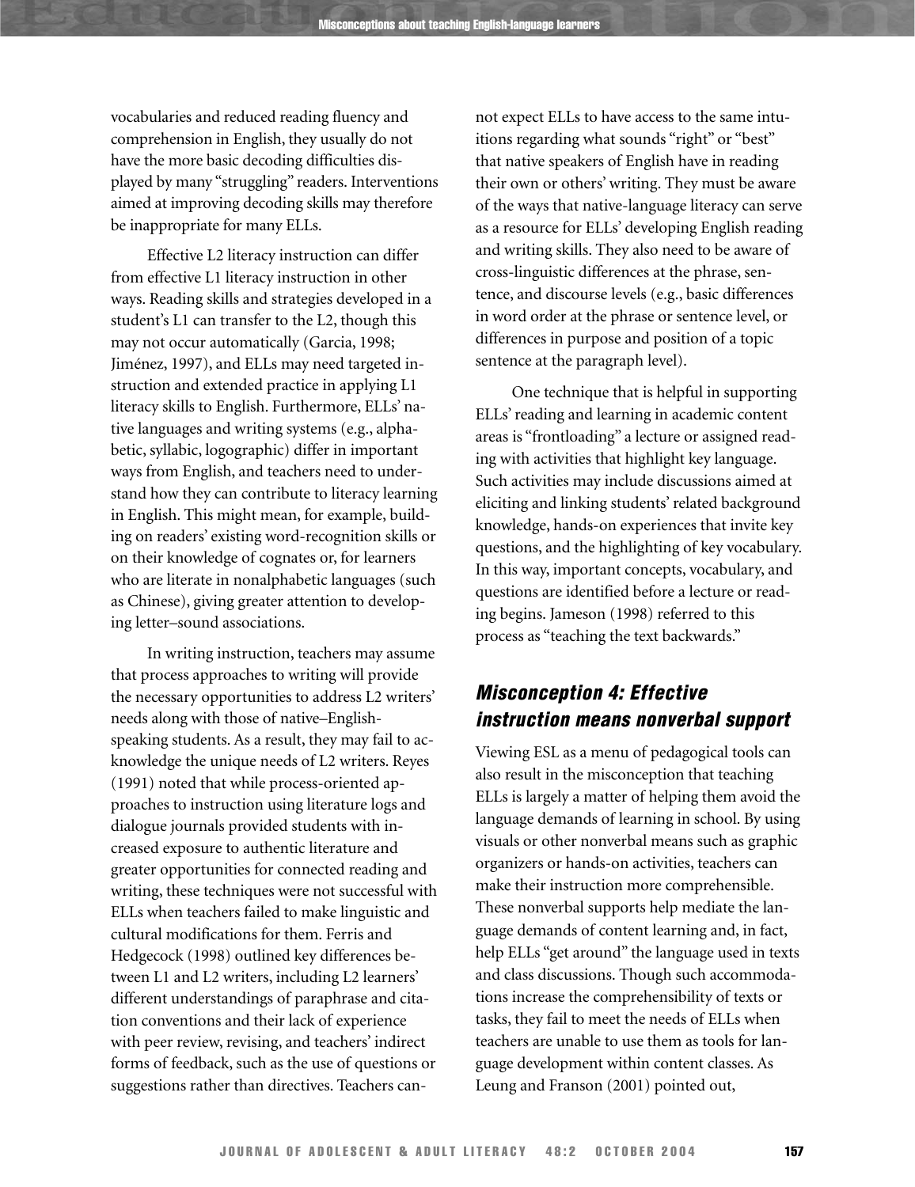vocabularies and reduced reading fluency and comprehension in English, they usually do not have the more basic decoding difficulties displayed by many "struggling" readers. Interventions aimed at improving decoding skills may therefore be inappropriate for many ELLs.

Effective L2 literacy instruction can differ from effective L1 literacy instruction in other ways. Reading skills and strategies developed in a student's L1 can transfer to the L2, though this may not occur automatically (Garcia, 1998; Jiménez, 1997), and ELLs may need targeted instruction and extended practice in applying L1 literacy skills to English. Furthermore, ELLs' native languages and writing systems (e.g., alphabetic, syllabic, logographic) differ in important ways from English, and teachers need to understand how they can contribute to literacy learning in English. This might mean, for example, building on readers' existing word-recognition skills or on their knowledge of cognates or, for learners who are literate in nonalphabetic languages (such as Chinese), giving greater attention to developing letter–sound associations.

In writing instruction, teachers may assume that process approaches to writing will provide the necessary opportunities to address L2 writers' needs along with those of native–English-speaking students. As a result, they may fail to acknowledge the unique needs of L2 writers. Reyes (1991) noted that while process-oriented approaches to instruction using literature logs and dialogue journals provided students with increased exposure to authentic literature and greater opportunities for connected reading and writing, these techniques were not successful with ELLs when teachers failed to make linguistic and cultural modifications for them. Ferris and Hedgecock (1998) outlined key differences between L1 and L2 writers, including L2 learners' different understandings of paraphrase and citation conventions and their lack of experience with peer review, revising, and teachers' indirect forms of feedback, such as the use of questions or suggestions rather than directives. Teachers cannot expect ELLs to have access to the same intuitions regarding what sounds "right" or "best" that native speakers of English have in reading their own or others' writing. They must be aware of the ways that native-language literacy can serve as a resource for ELLs' developing English reading and writing skills. They also need to be aware of cross-linguistic differences at the phrase, sentence, and discourse levels (e.g., basic differences in word order at the phrase or sentence level, or differences in purpose and position of a topic sentence at the paragraph level).

One technique that is helpful in supporting ELLs' reading and learning in academic content areas is "frontloading" a lecture or assigned reading with activities that highlight key language. Such activities may include discussions aimed at eliciting and linking students' related background knowledge, hands-on experiences that invite key questions, and the highlighting of key vocabulary. In this way, important concepts, vocabulary, and questions are identified before a lecture or reading begins. Jameson (1998) referred to this process as "teaching the text backwards."

## *Misconception 4: Effective instruction means nonverbal support*

Viewing ESL as a menu of pedagogical tools can also result in the misconception that teaching ELLs is largely a matter of helping them avoid the language demands of learning in school. By using visuals or other nonverbal means such as graphic organizers or hands-on activities, teachers can make their instruction more comprehensible. These nonverbal supports help mediate the language demands of content learning and, in fact, help ELLs "get around" the language used in texts and class discussions. Though such accommodations increase the comprehensibility of texts or tasks, they fail to meet the needs of ELLs when teachers are unable to use them as tools for language development within content classes. As Leung and Franson (2001) pointed out,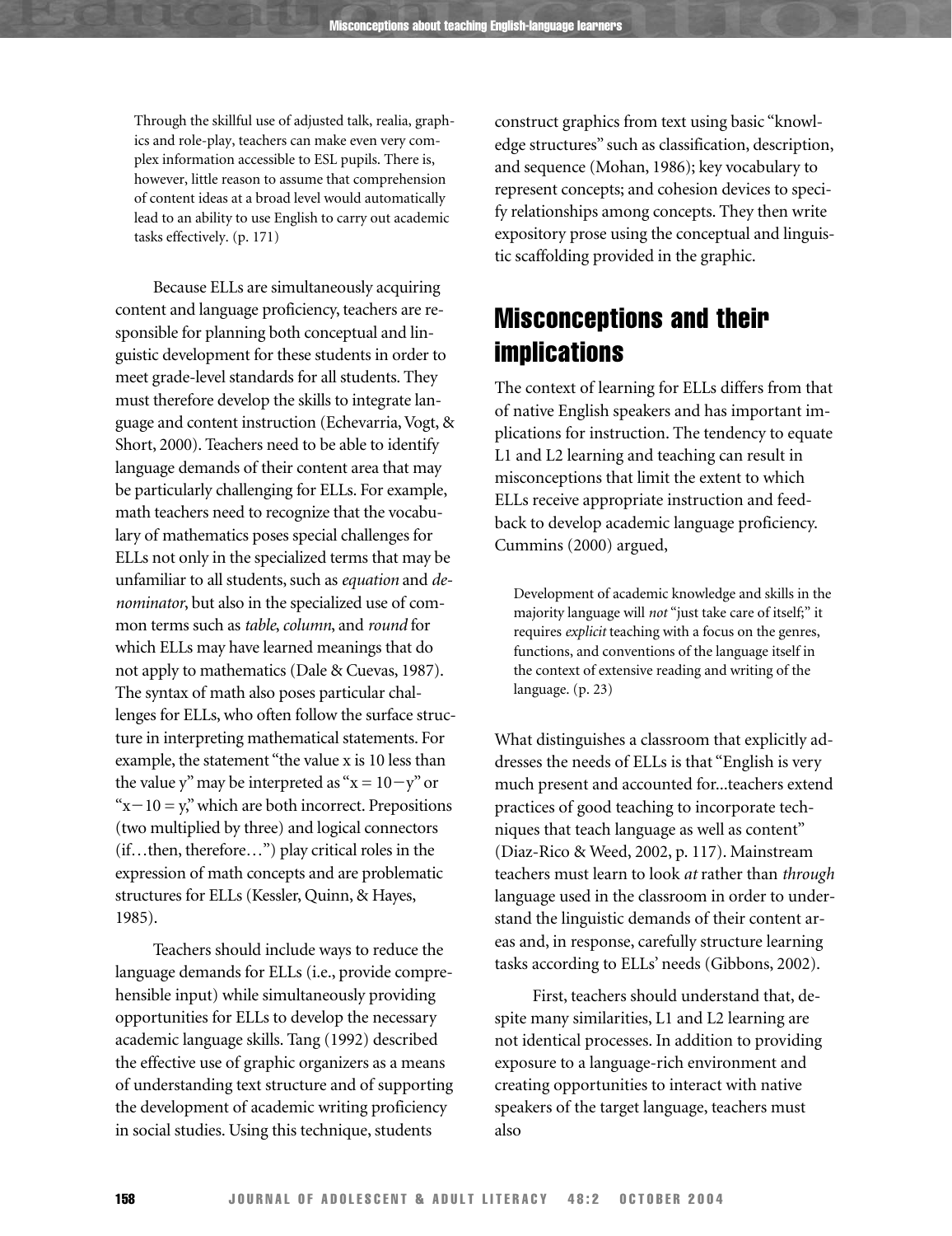> Through the skillful use of adjusted talk, realia, graphics and role-play, teachers can make even very complex information accessible to ESL pupils. There is, however, little reason to assume that comprehension of content ideas at a broad level would automatically lead to an ability to use English to carry out academic tasks effectively. (p. 171)

Because ELLs are simultaneously acquiring content and language proficiency, teachers are responsible for planning both conceptual and linguistic development for these students in order to meet grade-level standards for all students. They must therefore develop the skills to integrate language and content instruction (Echevarria, Vogt, & Short, 2000). Teachers need to be able to identify language demands of their content area that may be particularly challenging for ELLs. For example, math teachers need to recognize that the vocabulary of mathematics poses special challenges for ELLs not only in the specialized terms that may be unfamiliar to all students, such as *equation* and *denominator*, but also in the specialized use of common terms such as *table*, *column*, and *round* for which ELLs may have learned meanings that do not apply to mathematics (Dale & Cuevas, 1987). The syntax of math also poses particular challenges for ELLs, who often follow the surface structure in interpreting mathematical statements. For example, the statement "the value x is 10 less than the value y" may be interpreted as "$x = 10 - y$" or "$x - 10 = y$," which are both incorrect. Prepositions (two multiplied by three) and logical connectors (if…then, therefore…") play critical roles in the expression of math concepts and are problematic structures for ELLs (Kessler, Quinn, & Hayes, 1985).

Teachers should include ways to reduce the language demands for ELLs (i.e., provide comprehensible input) while simultaneously providing opportunities for ELLs to develop the necessary academic language skills. Tang (1992) described the effective use of graphic organizers as a means of understanding text structure and of supporting the development of academic writing proficiency in social studies. Using this technique, students construct graphics from text using basic "knowledge structures" such as classification, description, and sequence (Mohan, 1986); key vocabulary to represent concepts; and cohesion devices to specify relationships among concepts. They then write expository prose using the conceptual and linguistic scaffolding provided in the graphic.

## Misconceptions and their implications

The context of learning for ELLs differs from that of native English speakers and has important implications for instruction. The tendency to equate L1 and L2 learning and teaching can result in misconceptions that limit the extent to which ELLs receive appropriate instruction and feedback to develop academic language proficiency. Cummins (2000) argued,

> Development of academic knowledge and skills in the majority language will *not* "just take care of itself;" it requires *explicit* teaching with a focus on the genres, functions, and conventions of the language itself in the context of extensive reading and writing of the language. (p. 23)

What distinguishes a classroom that explicitly addresses the needs of ELLs is that "English is very much present and accounted for...teachers extend practices of good teaching to incorporate techniques that teach language as well as content" (Diaz-Rico & Weed, 2002, p. 117). Mainstream teachers must learn to look *at* rather than *through* language used in the classroom in order to understand the linguistic demands of their content areas and, in response, carefully structure learning tasks according to ELLs' needs (Gibbons, 2002).

First, teachers should understand that, despite many similarities, L1 and L2 learning are not identical processes. In addition to providing exposure to a language-rich environment and creating opportunities to interact with native speakers of the target language, teachers must also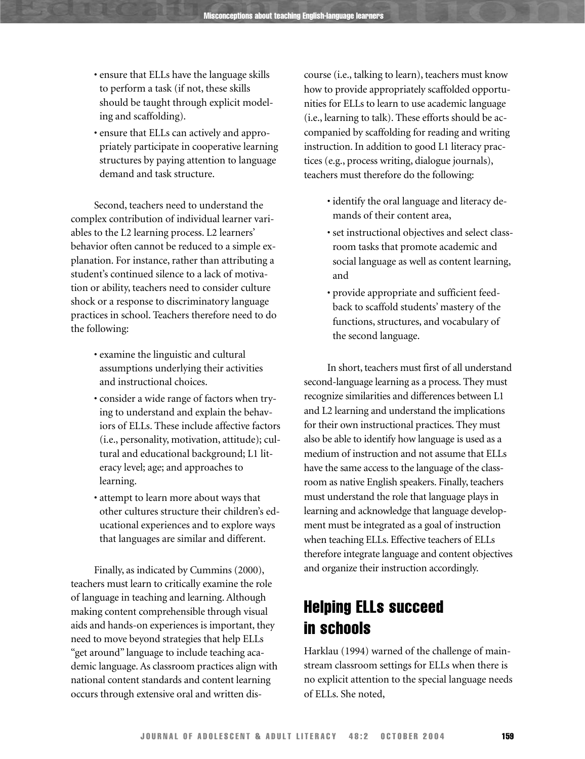- ensure that ELLs have the language skills to perform a task (if not, these skills should be taught through explicit modeling and scaffolding).
- ensure that ELLs can actively and appropriately participate in cooperative learning structures by paying attention to language demand and task structure.

Second, teachers need to understand the complex contribution of individual learner variables to the L2 learning process. L2 learners' behavior often cannot be reduced to a simple explanation. For instance, rather than attributing a student's continued silence to a lack of motivation or ability, teachers need to consider culture shock or a response to discriminatory language practices in school. Teachers therefore need to do the following:

- examine the linguistic and cultural assumptions underlying their activities and instructional choices.
- consider a wide range of factors when trying to understand and explain the behaviors of ELLs. These include affective factors (i.e., personality, motivation, attitude); cultural and educational background; L1 literacy level; age; and approaches to learning.
- attempt to learn more about ways that other cultures structure their children's educational experiences and to explore ways that languages are similar and different.

Finally, as indicated by Cummins (2000), teachers must learn to critically examine the role of language in teaching and learning. Although making content comprehensible through visual aids and hands-on experiences is important, they need to move beyond strategies that help ELLs "get around" language to include teaching academic language. As classroom practices align with national content standards and content learning occurs through extensive oral and written discourse (i.e., talking to learn), teachers must know how to provide appropriately scaffolded opportunities for ELLs to learn to use academic language (i.e., learning to talk). These efforts should be accompanied by scaffolding for reading and writing instruction. In addition to good L1 literacy practices (e.g., process writing, dialogue journals), teachers must therefore do the following:

- identify the oral language and literacy demands of their content area,
- set instructional objectives and select classroom tasks that promote academic and social language as well as content learning, and
- provide appropriate and sufficient feedback to scaffold students' mastery of the functions, structures, and vocabulary of the second language.

In short, teachers must first of all understand second-language learning as a process. They must recognize similarities and differences between L1 and L2 learning and understand the implications for their own instructional practices. They must also be able to identify how language is used as a medium of instruction and not assume that ELLs have the same access to the language of the classroom as native English speakers. Finally, teachers must understand the role that language plays in learning and acknowledge that language development must be integrated as a goal of instruction when teaching ELLs. Effective teachers of ELLs therefore integrate language and content objectives and organize their instruction accordingly.

## Helping ELLs succeed in schools

Harklau (1994) warned of the challenge of mainstream classroom settings for ELLs when there is no explicit attention to the special language needs of ELLs. She noted,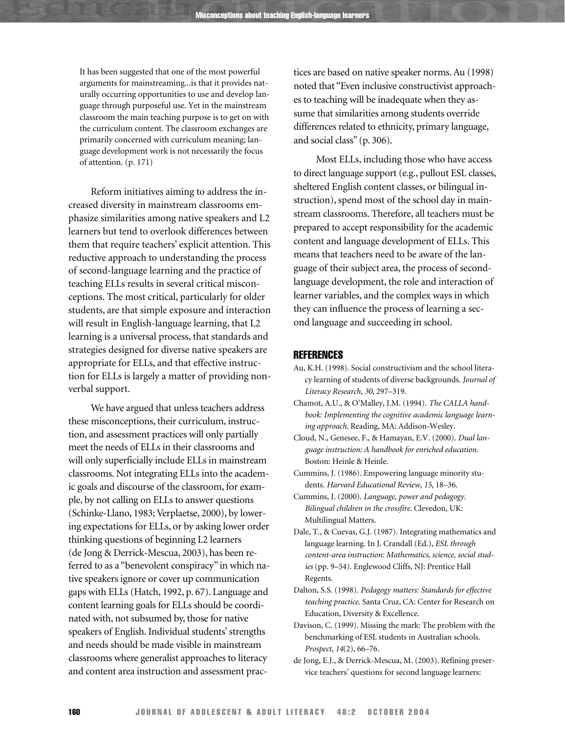> It has been suggested that one of the most powerful arguments for mainstreaming...is that it provides naturally occurring opportunities to use and develop language through purposeful use. Yet in the mainstream classroom the main teaching purpose is to get on with the curriculum content. The classroom exchanges are primarily concerned with curriculum meaning; language development work is not necessarily the focus of attention. (p. 171)

Reform initiatives aiming to address the increased diversity in mainstream classrooms emphasize similarities among native speakers and L2 learners but tend to overlook differences between them that require teachers' explicit attention. This reductive approach to understanding the process of second-language learning and the practice of teaching ELLs results in several critical misconceptions. The most critical, particularly for older students, are that simple exposure and interaction will result in English-language learning, that L2 learning is a universal process, that standards and strategies designed for diverse native speakers are appropriate for ELLs, and that effective instruction for ELLs is largely a matter of providing nonverbal support.

We have argued that unless teachers address these misconceptions, their curriculum, instruction, and assessment practices will only partially meet the needs of ELLs in their classrooms and will only superficially include ELLs in mainstream classrooms. Not integrating ELLs into the academic goals and discourse of the classroom, for example, by not calling on ELLs to answer questions (Schinke-Llano, 1983; Verplaetse, 2000), by lowering expectations for ELLs, or by asking lower order thinking questions of beginning L2 learners (de Jong & Derrick-Mescua, 2003), has been referred to as a "benevolent conspiracy" in which native speakers ignore or cover up communication gaps with ELLs (Hatch, 1992, p. 67). Language and content learning goals for ELLs should be coordinated with, not subsumed by, those for native speakers of English. Individual students' strengths and needs should be made visible in mainstream classrooms where generalist approaches to literacy and content area instruction and assessment practices are based on native speaker norms. Au (1998) noted that "Even inclusive constructivist approaches to teaching will be inadequate when they assume that similarities among students override differences related to ethnicity, primary language, and social class" (p. 306).

Most ELLs, including those who have access to direct language support (e.g., pullout ESL classes, sheltered English content classes, or bilingual instruction), spend most of the school day in mainstream classrooms. Therefore, all teachers must be prepared to accept responsibility for the academic content and language development of ELLs. This means that teachers need to be aware of the language of their subject area, the process of second-language development, the role and interaction of learner variables, and the complex ways in which they can influence the process of learning a second language and succeeding in school.

## REFERENCES

Au, K.H. (1998). Social constructivism and the school literacy learning of students of diverse backgrounds. *Journal of Literacy Research*, *30*, 297–319.

Chamot, A.U., & O'Malley, J.M. (1994). *The CALLA handbook: Implementing the cognitive academic language learning approach.* Reading, MA: Addison-Wesley.

Cloud, N., Genesee, F., & Hamayan, E.V. (2000). *Dual language instruction: A handbook for enriched education.* Boston: Heinle & Heinle.

Cummins, J. (1986). Empowering language minority students. *Harvard Educational Review*, *15*, 18–36.

Cummins, J. (2000). *Language, power and pedagogy. Bilingual children in the crossfire.* Clevedon, UK: Multilingual Matters.

Dale, T., & Cuevas, G.J. (1987). Integrating mathematics and language learning. In J. Crandall (Ed.), *ESL through content-area instruction: Mathematics, science, social studies* (pp. 9–54). Englewood Cliffs, NJ: Prentice Hall Regents.

Dalton, S.S. (1998). *Pedagogy matters: Standards for effective teaching practice.* Santa Cruz, CA: Center for Research on Education, Diversity & Excellence.

Davison, C. (1999). Missing the mark: The problem with the benchmarking of ESL students in Australian schools. *Prospect*, *14*(2), 66–76.

de Jong, E.J., & Derrick-Mescua, M. (2003). Refining preservice teachers' questions for second language learners: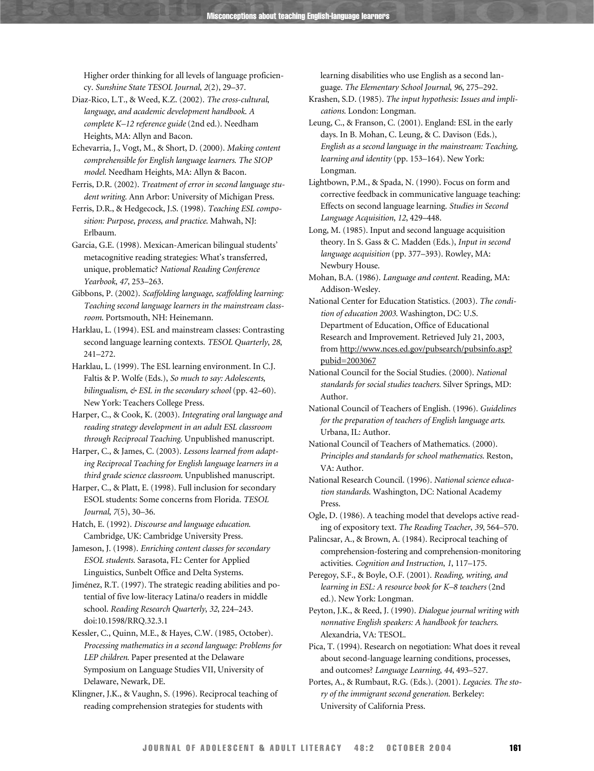Higher order thinking for all levels of language proficiency. *Sunshine State TESOL Journal*, *2*(2), 29–37.

Diaz-Rico, L.T., & Weed, K.Z. (2002). *The cross-cultural, language, and academic development handbook. A complete K–12 reference guide* (2nd ed.). Needham Heights, MA: Allyn and Bacon.

Echevarria, J., Vogt, M., & Short, D. (2000). *Making content comprehensible for English language learners. The SIOP model.* Needham Heights, MA: Allyn & Bacon.

Ferris, D.R. (2002). *Treatment of error in second language student writing.* Ann Arbor: University of Michigan Press.

Ferris, D.R., & Hedgecock, J.S. (1998). *Teaching ESL composition: Purpose, process, and practice.* Mahwah, NJ: Erlbaum.

Garcia, G.E. (1998). Mexican-American bilingual students' metacognitive reading strategies: What's transferred, unique, problematic? *National Reading Conference Yearbook*, *47*, 253–263.

Gibbons, P. (2002). *Scaffolding language, scaffolding learning: Teaching second language learners in the mainstream classroom.* Portsmouth, NH: Heinemann.

Harklau, L. (1994). ESL and mainstream classes: Contrasting second language learning contexts. *TESOL Quarterly*, *28*, 241–272.

Harklau, L. (1999). The ESL learning environment. In C.J. Faltis & P. Wolfe (Eds.), *So much to say: Adolescents, bilingualism, & ESL in the secondary school* (pp. 42–60). New York: Teachers College Press.

Harper, C., & Cook, K. (2003). *Integrating oral language and reading strategy development in an adult ESL classroom through Reciprocal Teaching.* Unpublished manuscript.

Harper, C., & James, C. (2003). *Lessons learned from adapting Reciprocal Teaching for English language learners in a third grade science classroom.* Unpublished manuscript.

Harper, C., & Platt, E. (1998). Full inclusion for secondary ESOL students: Some concerns from Florida. *TESOL Journal*, *7*(5), 30–36.

Hatch, E. (1992). *Discourse and language education.* Cambridge, UK: Cambridge University Press.

Jameson, J. (1998). *Enriching content classes for secondary ESOL students.* Sarasota, FL: Center for Applied Linguistics, Sunbelt Office and Delta Systems.

Jiménez, R.T. (1997). The strategic reading abilities and potential of five low-literacy Latina/o readers in middle school. *Reading Research Quarterly*, *32*, 224–243. doi:10.1598/RRQ.32.3.1

Kessler, C., Quinn, M.E., & Hayes, C.W. (1985, October). *Processing mathematics in a second language: Problems for LEP children.* Paper presented at the Delaware Symposium on Language Studies VII, University of Delaware, Newark, DE.

Klingner, J.K., & Vaughn, S. (1996). Reciprocal teaching of reading comprehension strategies for students with learning disabilities who use English as a second language. *The Elementary School Journal*, *96*, 275–292.

Krashen, S.D. (1985). *The input hypothesis: Issues and implications.* London: Longman.

Leung, C., & Franson, C. (2001). England: ESL in the early days. In B. Mohan, C. Leung, & C. Davison (Eds.), *English as a second language in the mainstream: Teaching, learning and identity* (pp. 153–164). New York: Longman.

Lightbown, P.M., & Spada, N. (1990). Focus on form and corrective feedback in communicative language teaching: Effects on second language learning. *Studies in Second Language Acquisition*, *12*, 429–448.

Long, M. (1985). Input and second language acquisition theory. In S. Gass & C. Madden (Eds.), *Input in second language acquisition* (pp. 377–393). Rowley, MA: Newbury House.

Mohan, B.A. (1986). *Language and content.* Reading, MA: Addison-Wesley.

National Center for Education Statistics. (2003). *The condition of education 2003.* Washington, DC: U.S. Department of Education, Office of Educational Research and Improvement. Retrieved July 21, 2003, from http://www.nces.ed.gov/pubsearch/pubsinfo.asp?pubid=2003067

National Council for the Social Studies. (2000). *National standards for social studies teachers.* Silver Springs, MD: Author.

National Council of Teachers of English. (1996). *Guidelines for the preparation of teachers of English language arts.* Urbana, IL: Author.

National Council of Teachers of Mathematics. (2000). *Principles and standards for school mathematics.* Reston, VA: Author.

National Research Council. (1996). *National science education standards.* Washington, DC: National Academy Press.

Ogle, D. (1986). A teaching model that develops active reading of expository text. *The Reading Teacher*, *39*, 564–570.

Palincsar, A., & Brown, A. (1984). Reciprocal teaching of comprehension-fostering and comprehension-monitoring activities. *Cognition and Instruction*, *1*, 117–175.

Peregoy, S.F., & Boyle, O.F. (2001). *Reading, writing, and learning in ESL: A resource book for K–8 teachers* (2nd ed.). New York: Longman.

Peyton, J.K., & Reed, J. (1990). *Dialogue journal writing with nonnative English speakers: A handbook for teachers.* Alexandria, VA: TESOL.

Pica, T. (1994). Research on negotiation: What does it reveal about second-language learning conditions, processes, and outcomes? *Language Learning*, *44*, 493–527.

Portes, A., & Rumbaut, R.G. (Eds.). (2001). *Legacies. The story of the immigrant second generation.* Berkeley: University of California Press.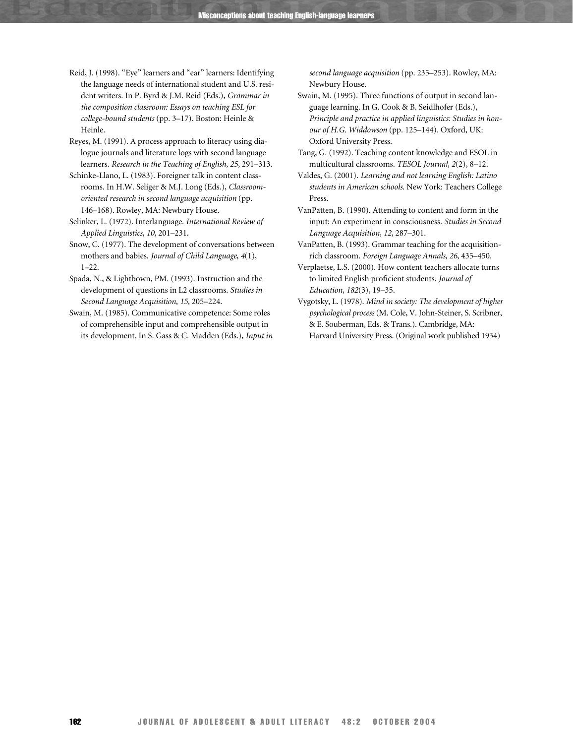Reid, J. (1998). “Eye” learners and “ear” learners: Identifying the language needs of international student and U.S. resident writers. In P. Byrd & J.M. Reid (Eds.), *Grammar in the composition classroom: Essays on teaching ESL for college-bound students* (pp. 3–17). Boston: Heinle & Heinle.

Reyes, M. (1991). A process approach to literacy using dialogue journals and literature logs with second language learners. *Research in the Teaching of English*, *25*, 291–313.

Schinke-Llano, L. (1983). Foreigner talk in content classrooms. In H.W. Seliger & M.J. Long (Eds.), *Classroom-oriented research in second language acquisition* (pp. 146–168). Rowley, MA: Newbury House.

Selinker, L. (1972). Interlanguage. *International Review of Applied Linguistics*, *10*, 201–231.

Snow, C. (1977). The development of conversations between mothers and babies. *Journal of Child Language*, *4*(1), 1–22.

Spada, N., & Lightbown, PM. (1993). Instruction and the development of questions in L2 classrooms. *Studies in Second Language Acquisition*, *15*, 205–224.

Swain, M. (1985). Communicative competence: Some roles of comprehensible input and comprehensible output in its development. In S. Gass & C. Madden (Eds.), *Input in second language acquisition* (pp. 235–253). Rowley, MA: Newbury House.

Swain, M. (1995). Three functions of output in second language learning. In G. Cook & B. Seidlhofer (Eds.), *Principle and practice in applied linguistics: Studies in honour of H.G. Widdowson* (pp. 125–144). Oxford, UK: Oxford University Press.

Tang, G. (1992). Teaching content knowledge and ESOL in multicultural classrooms. *TESOL Journal*, *2*(2), 8–12.

Valdes, G. (2001). *Learning and not learning English: Latino students in American schools*. New York: Teachers College Press.

VanPatten, B. (1990). Attending to content and form in the input: An experiment in consciousness. *Studies in Second Language Acquisition*, *12*, 287–301.

VanPatten, B. (1993). Grammar teaching for the acquisition-rich classroom. *Foreign Language Annals*, *26*, 435–450.

Verplaetse, L.S. (2000). How content teachers allocate turns to limited English proficient students. *Journal of Education*, *182*(3), 19–35.

Vygotsky, L. (1978). *Mind in society: The development of higher psychological process* (M. Cole, V. John-Steiner, S. Scribner, & E. Souberman, Eds. & Trans.). Cambridge, MA: Harvard University Press. (Original work published 1934)